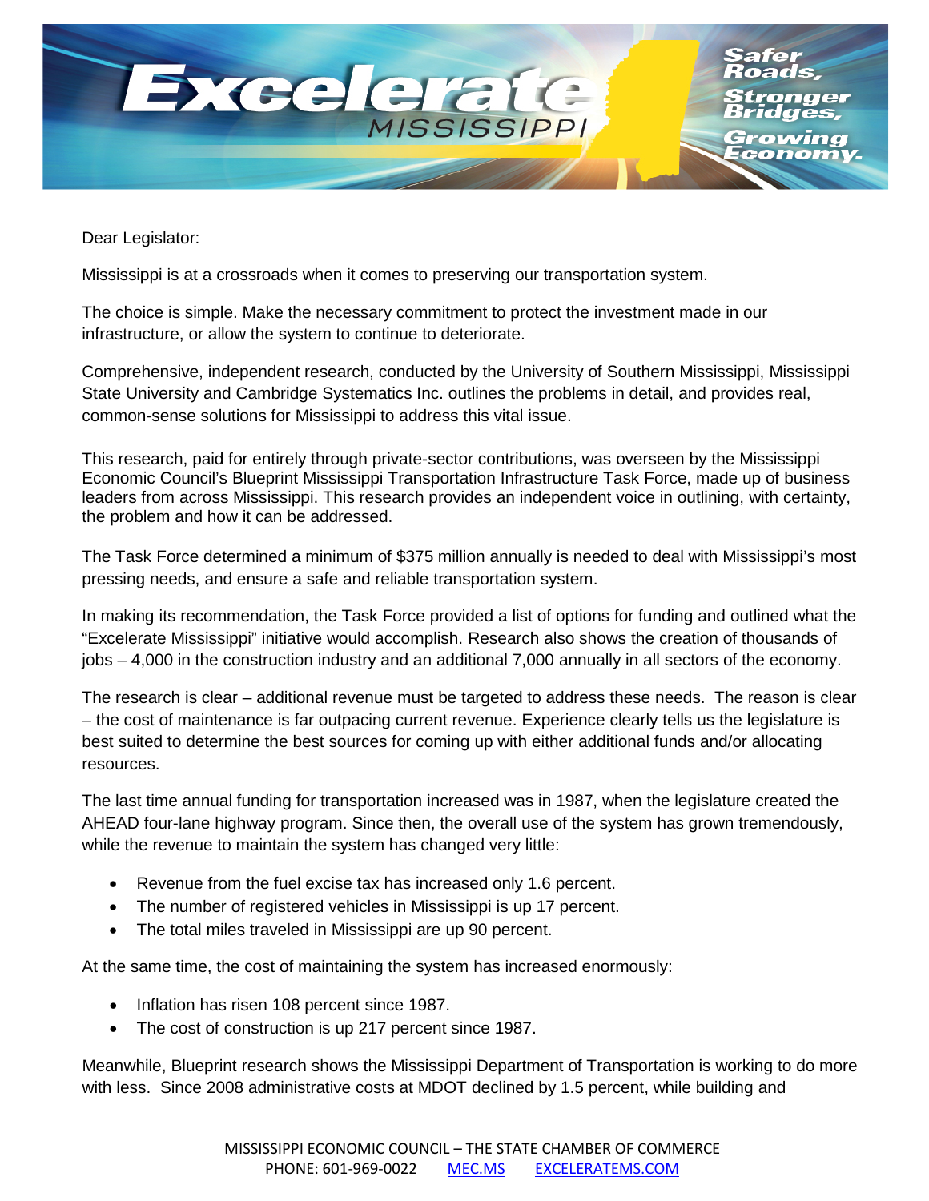# Excelerate MISSISSIPPI

Safer Roads, Stronger Bridges, Growing Economy.

Dear Legislator:

Mississippi is at a crossroads when it comes to preserving our transportation system.

The choice is simple. Make the necessary commitment to protect the investment made in our infrastructure, or allow the system to continue to deteriorate.

Comprehensive, independent research, conducted by the University of Southern Mississippi, Mississippi State University and Cambridge Systematics Inc. outlines the problems in detail, and provides real, common-sense solutions for Mississippi to address this vital issue.

This research, paid for entirely through private-sector contributions, was overseen by the Mississippi Economic Council's Blueprint Mississippi Transportation Infrastructure Task Force, made up of business leaders from across Mississippi. This research provides an independent voice in outlining, with certainty, the problem and how it can be addressed.

The Task Force determined a minimum of $375 million annually is needed to deal with Mississippi's most pressing needs, and ensure a safe and reliable transportation system.

In making its recommendation, the Task Force provided a list of options for funding and outlined what the "Excelerate Mississippi" initiative would accomplish. Research also shows the creation of thousands of jobs – 4,000 in the construction industry and an additional 7,000 annually in all sectors of the economy.

The research is clear – additional revenue must be targeted to address these needs. The reason is clear – the cost of maintenance is far outpacing current revenue. Experience clearly tells us the legislature is best suited to determine the best sources for coming up with either additional funds and/or allocating resources.

The last time annual funding for transportation increased was in 1987, when the legislature created the AHEAD four-lane highway program. Since then, the overall use of the system has grown tremendously, while the revenue to maintain the system has changed very little:

- Revenue from the fuel excise tax has increased only 1.6 percent.
- The number of registered vehicles in Mississippi is up 17 percent.
- The total miles traveled in Mississippi are up 90 percent.

At the same time, the cost of maintaining the system has increased enormously:

- Inflation has risen 108 percent since 1987.
- The cost of construction is up 217 percent since 1987.

Meanwhile, Blueprint research shows the Mississippi Department of Transportation is working to do more with less. Since 2008 administrative costs at MDOT declined by 1.5 percent, while building and

MISSISSIPPI ECONOMIC COUNCIL – THE STATE CHAMBER OF COMMERCE
PHONE: 601-969-0022 MEC.MS EXCELERATEMS.COM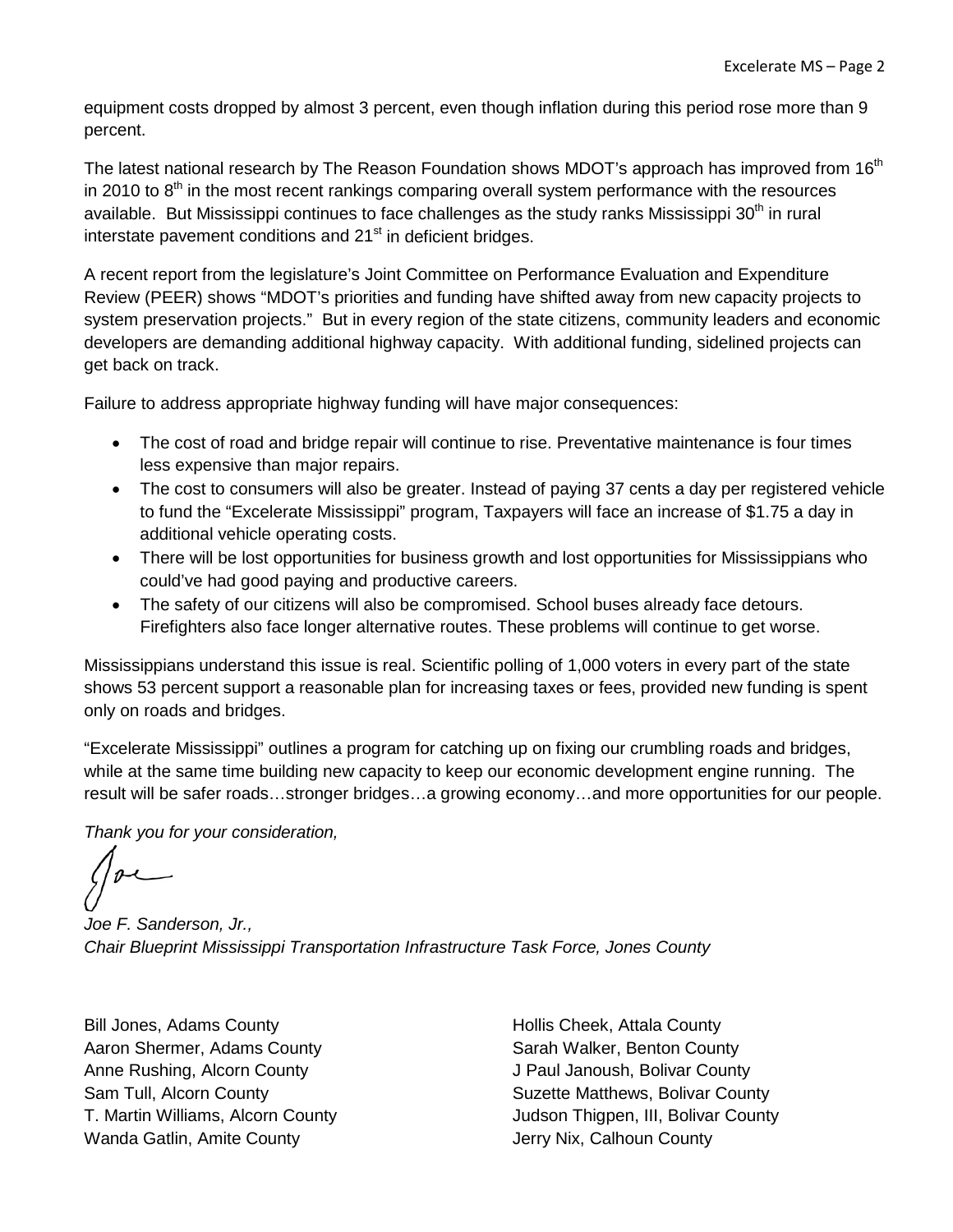equipment costs dropped by almost 3 percent, even though inflation during this period rose more than 9 percent.

The latest national research by The Reason Foundation shows MDOT's approach has improved from 16th in 2010 to 8th in the most recent rankings comparing overall system performance with the resources available. But Mississippi continues to face challenges as the study ranks Mississippi 30th in rural interstate pavement conditions and 21st in deficient bridges.

A recent report from the legislature's Joint Committee on Performance Evaluation and Expenditure Review (PEER) shows "MDOT's priorities and funding have shifted away from new capacity projects to system preservation projects." But in every region of the state citizens, community leaders and economic developers are demanding additional highway capacity. With additional funding, sidelined projects can get back on track.

Failure to address appropriate highway funding will have major consequences:

- The cost of road and bridge repair will continue to rise. Preventative maintenance is four times less expensive than major repairs.
- The cost to consumers will also be greater. Instead of paying 37 cents a day per registered vehicle to fund the "Excelerate Mississippi" program, Taxpayers will face an increase of $1.75 a day in additional vehicle operating costs.
- There will be lost opportunities for business growth and lost opportunities for Mississippians who could've had good paying and productive careers.
- The safety of our citizens will also be compromised. School buses already face detours. Firefighters also face longer alternative routes. These problems will continue to get worse.

Mississippians understand this issue is real. Scientific polling of 1,000 voters in every part of the state shows 53 percent support a reasonable plan for increasing taxes or fees, provided new funding is spent only on roads and bridges.

"Excelerate Mississippi" outlines a program for catching up on fixing our crumbling roads and bridges, while at the same time building new capacity to keep our economic development engine running. The result will be safer roads…stronger bridges…a growing economy…and more opportunities for our people.

*Thank you for your consideration,*

*Joe F. Sanderson, Jr.,*
*Chair Blueprint Mississippi Transportation Infrastructure Task Force, Jones County*

Bill Jones, Adams County
Aaron Shermer, Adams County
Anne Rushing, Alcorn County
Sam Tull, Alcorn County
T. Martin Williams, Alcorn County
Wanda Gatlin, Amite County
Hollis Cheek, Attala County
Sarah Walker, Benton County
J Paul Janoush, Bolivar County
Suzette Matthews, Bolivar County
Judson Thigpen, III, Bolivar County
Jerry Nix, Calhoun County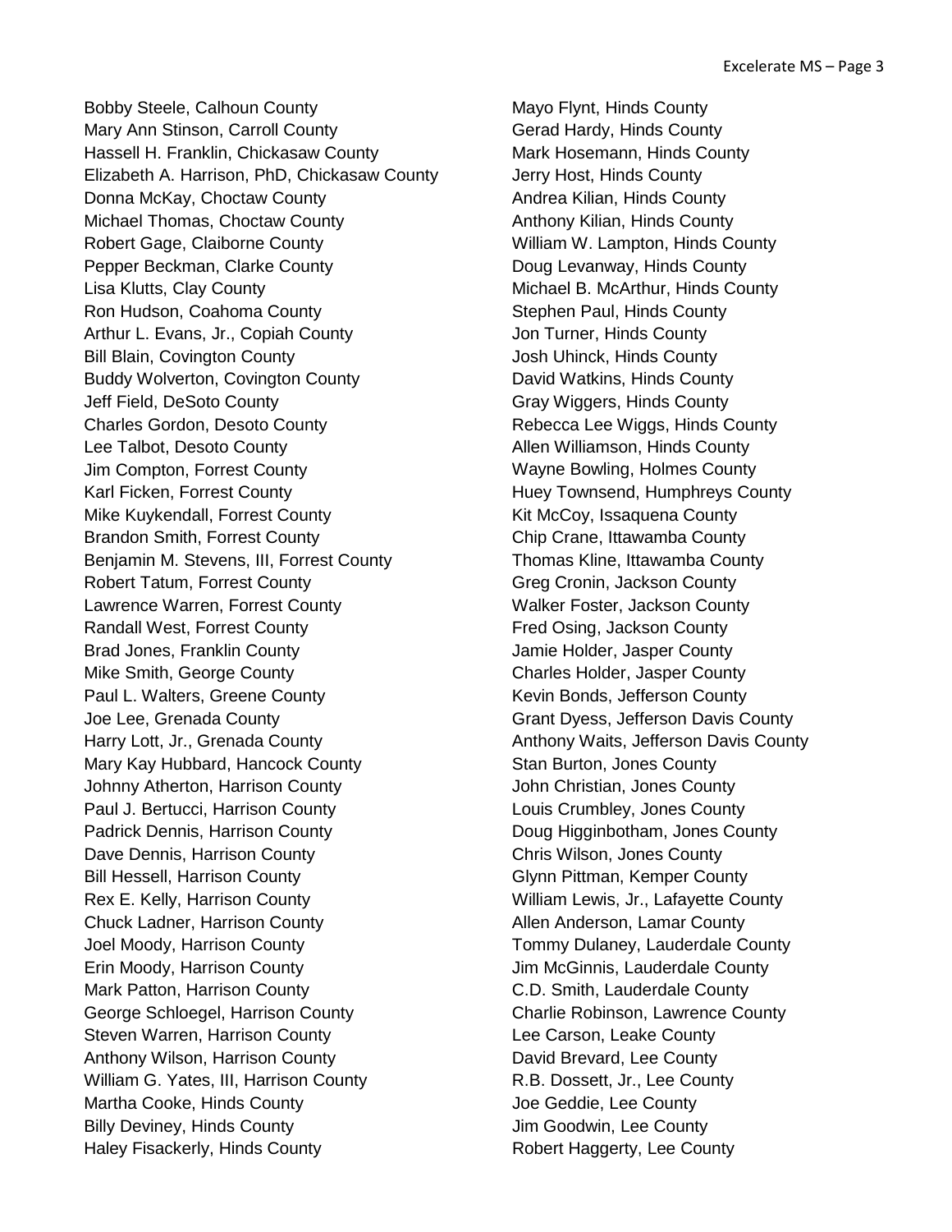Bobby Steele, Calhoun County
Mary Ann Stinson, Carroll County
Hassell H. Franklin, Chickasaw County
Elizabeth A. Harrison, PhD, Chickasaw County
Donna McKay, Choctaw County
Michael Thomas, Choctaw County
Robert Gage, Claiborne County
Pepper Beckman, Clarke County
Lisa Klutts, Clay County
Ron Hudson, Coahoma County
Arthur L. Evans, Jr., Copiah County
Bill Blain, Covington County
Buddy Wolverton, Covington County
Jeff Field, DeSoto County
Charles Gordon, Desoto County
Lee Talbot, Desoto County
Jim Compton, Forrest County
Karl Ficken, Forrest County
Mike Kuykendall, Forrest County
Brandon Smith, Forrest County
Benjamin M. Stevens, III, Forrest County
Robert Tatum, Forrest County
Lawrence Warren, Forrest County
Randall West, Forrest County
Brad Jones, Franklin County
Mike Smith, George County
Paul L. Walters, Greene County
Joe Lee, Grenada County
Harry Lott, Jr., Grenada County
Mary Kay Hubbard, Hancock County
Johnny Atherton, Harrison County
Paul J. Bertucci, Harrison County
Padrick Dennis, Harrison County
Dave Dennis, Harrison County
Bill Hessell, Harrison County
Rex E. Kelly, Harrison County
Chuck Ladner, Harrison County
Joel Moody, Harrison County
Erin Moody, Harrison County
Mark Patton, Harrison County
George Schloegel, Harrison County
Steven Warren, Harrison County
Anthony Wilson, Harrison County
William G. Yates, III, Harrison County
Martha Cooke, Hinds County
Billy Deviney, Hinds County
Haley Fisackerly, Hinds County
Mayo Flynt, Hinds County
Gerad Hardy, Hinds County
Mark Hosemann, Hinds County
Jerry Host, Hinds County
Andrea Kilian, Hinds County
Anthony Kilian, Hinds County
William W. Lampton, Hinds County
Doug Levanway, Hinds County
Michael B. McArthur, Hinds County
Stephen Paul, Hinds County
Jon Turner, Hinds County
Josh Uhinck, Hinds County
David Watkins, Hinds County
Gray Wiggers, Hinds County
Rebecca Lee Wiggs, Hinds County
Allen Williamson, Hinds County
Wayne Bowling, Holmes County
Huey Townsend, Humphreys County
Kit McCoy, Issaquena County
Chip Crane, Ittawamba County
Thomas Kline, Ittawamba County
Greg Cronin, Jackson County
Walker Foster, Jackson County
Fred Osing, Jackson County
Jamie Holder, Jasper County
Charles Holder, Jasper County
Kevin Bonds, Jefferson County
Grant Dyess, Jefferson Davis County
Anthony Waits, Jefferson Davis County
Stan Burton, Jones County
John Christian, Jones County
Louis Crumbley, Jones County
Doug Higginbotham, Jones County
Chris Wilson, Jones County
Glynn Pittman, Kemper County
William Lewis, Jr., Lafayette County
Allen Anderson, Lamar County
Tommy Dulaney, Lauderdale County
Jim McGinnis, Lauderdale County
C.D. Smith, Lauderdale County
Charlie Robinson, Lawrence County
Lee Carson, Leake County
David Brevard, Lee County
R.B. Dossett, Jr., Lee County
Joe Geddie, Lee County
Jim Goodwin, Lee County
Robert Haggerty, Lee County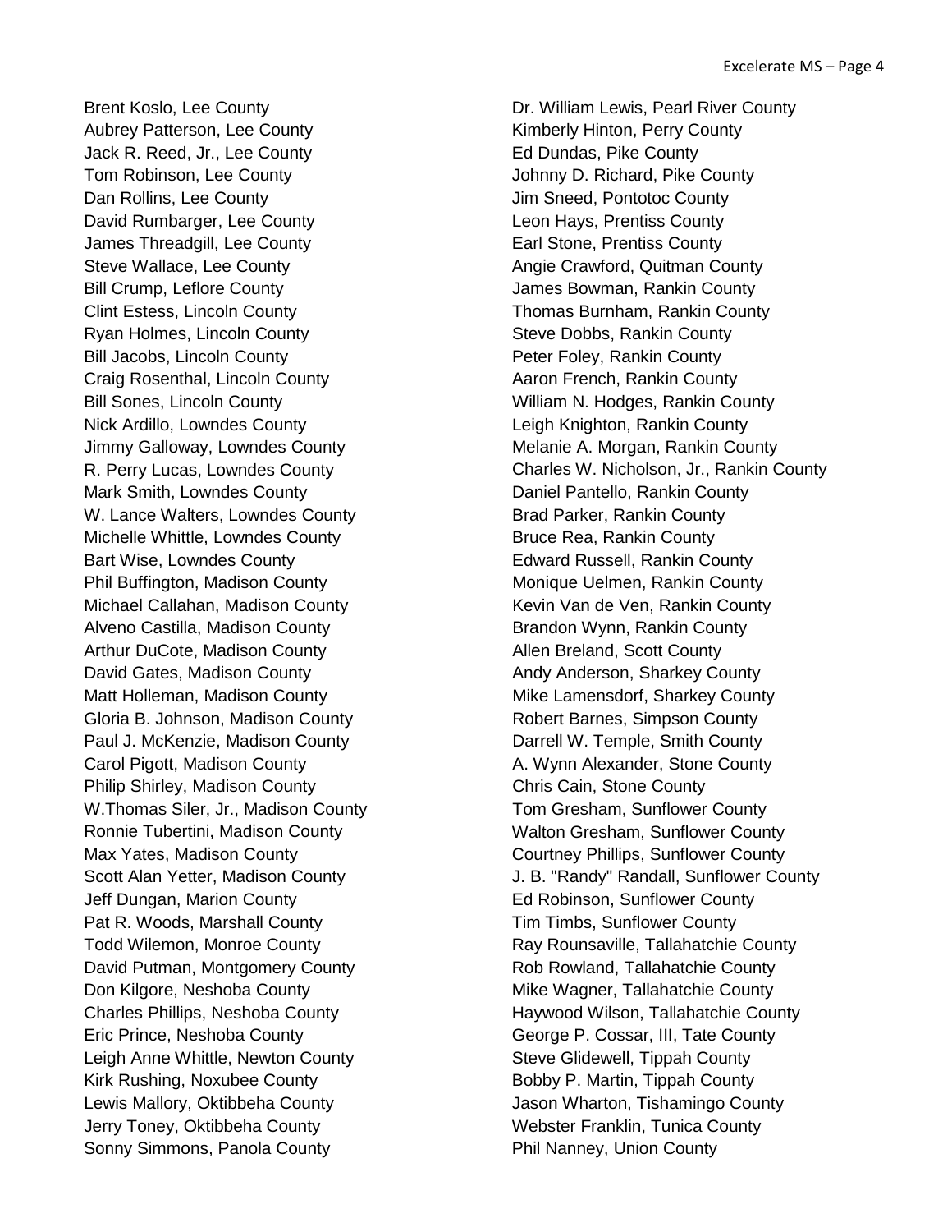Brent Koslo, Lee County
Aubrey Patterson, Lee County
Jack R. Reed, Jr., Lee County
Tom Robinson, Lee County
Dan Rollins, Lee County
David Rumbarger, Lee County
James Threadgill, Lee County
Steve Wallace, Lee County
Bill Crump, Leflore County
Clint Estess, Lincoln County
Ryan Holmes, Lincoln County
Bill Jacobs, Lincoln County
Craig Rosenthal, Lincoln County
Bill Sones, Lincoln County
Nick Ardillo, Lowndes County
Jimmy Galloway, Lowndes County
R. Perry Lucas, Lowndes County
Mark Smith, Lowndes County
W. Lance Walters, Lowndes County
Michelle Whittle, Lowndes County
Bart Wise, Lowndes County
Phil Buffington, Madison County
Michael Callahan, Madison County
Alveno Castilla, Madison County
Arthur DuCote, Madison County
David Gates, Madison County
Matt Holleman, Madison County
Gloria B. Johnson, Madison County
Paul J. McKenzie, Madison County
Carol Pigott, Madison County
Philip Shirley, Madison County
W.Thomas Siler, Jr., Madison County
Ronnie Tubertini, Madison County
Max Yates, Madison County
Scott Alan Yetter, Madison County
Jeff Dungan, Marion County
Pat R. Woods, Marshall County
Todd Wilemon, Monroe County
David Putman, Montgomery County
Don Kilgore, Neshoba County
Charles Phillips, Neshoba County
Eric Prince, Neshoba County
Leigh Anne Whittle, Newton County
Kirk Rushing, Noxubee County
Lewis Mallory, Oktibbeha County
Jerry Toney, Oktibbeha County
Sonny Simmons, Panola County
Dr. William Lewis, Pearl River County
Kimberly Hinton, Perry County
Ed Dundas, Pike County
Johnny D. Richard, Pike County
Jim Sneed, Pontotoc County
Leon Hays, Prentiss County
Earl Stone, Prentiss County
Angie Crawford, Quitman County
James Bowman, Rankin County
Thomas Burnham, Rankin County
Steve Dobbs, Rankin County
Peter Foley, Rankin County
Aaron French, Rankin County
William N. Hodges, Rankin County
Leigh Knighton, Rankin County
Melanie A. Morgan, Rankin County
Charles W. Nicholson, Jr., Rankin County
Daniel Pantello, Rankin County
Brad Parker, Rankin County
Bruce Rea, Rankin County
Edward Russell, Rankin County
Monique Uelmen, Rankin County
Kevin Van de Ven, Rankin County
Brandon Wynn, Rankin County
Allen Breland, Scott County
Andy Anderson, Sharkey County
Mike Lamensdorf, Sharkey County
Robert Barnes, Simpson County
Darrell W. Temple, Smith County
A. Wynn Alexander, Stone County
Chris Cain, Stone County
Tom Gresham, Sunflower County
Walton Gresham, Sunflower County
Courtney Phillips, Sunflower County
J. B. "Randy" Randall, Sunflower County
Ed Robinson, Sunflower County
Tim Timbs, Sunflower County
Ray Rounsaville, Tallahatchie County
Rob Rowland, Tallahatchie County
Mike Wagner, Tallahatchie County
Haywood Wilson, Tallahatchie County
George P. Cossar, III, Tate County
Steve Glidewell, Tippah County
Bobby P. Martin, Tippah County
Jason Wharton, Tishamingo County
Webster Franklin, Tunica County
Phil Nanney, Union County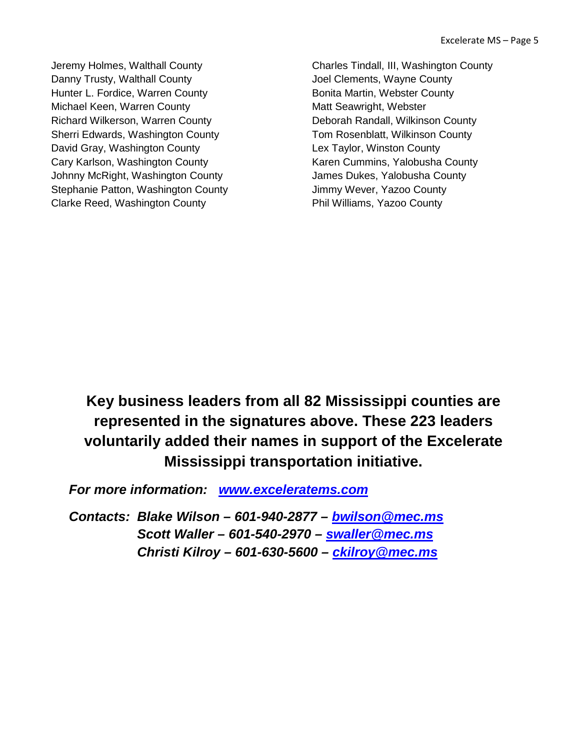Jeremy Holmes, Walthall County
Danny Trusty, Walthall County
Hunter L. Fordice, Warren County
Michael Keen, Warren County
Richard Wilkerson, Warren County
Sherri Edwards, Washington County
David Gray, Washington County
Cary Karlson, Washington County
Johnny McRight, Washington County
Stephanie Patton, Washington County
Clarke Reed, Washington County
Charles Tindall, III, Washington County
Joel Clements, Wayne County
Bonita Martin, Webster County
Matt Seawright, Webster
Deborah Randall, Wilkinson County
Tom Rosenblatt, Wilkinson County
Lex Taylor, Winston County
Karen Cummins, Yalobusha County
James Dukes, Yalobusha County
Jimmy Wever, Yazoo County
Phil Williams, Yazoo County

**Key business leaders from all 82 Mississippi counties are represented in the signatures above. These 223 leaders voluntarily added their names in support of the Excelerate Mississippi transportation initiative.**

***For more information:*** ***[www.exceleratems.com](http://www.exceleratems.com)***

***Contacts: Blake Wilson – 601-940-2877 – [bwilson@mec.ms](mailto:bwilson@mec.ms)***
***Scott Waller – 601-540-2970 – [swaller@mec.ms](mailto:swaller@mec.ms)***
***Christi Kilroy – 601-630-5600 – [ckilroy@mec.ms](mailto:ckilroy@mec.ms)***